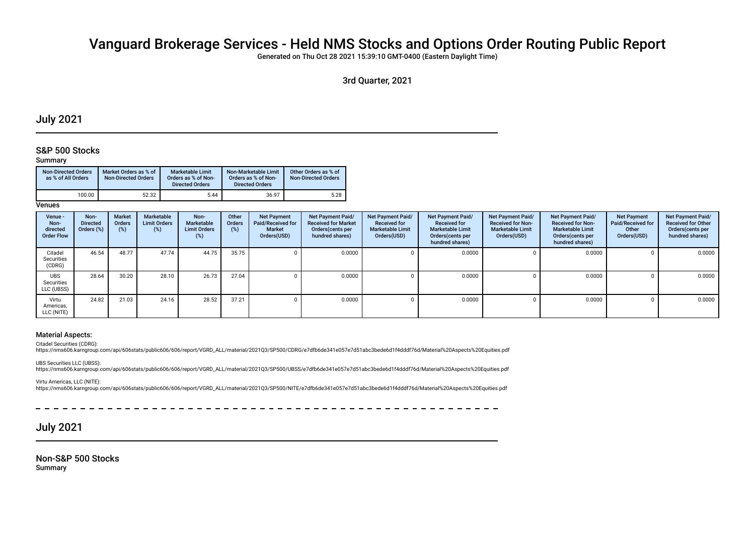# Vanguard Brokerage Services - Held NMS Stocks and Options Order Routing Public Report

**Generated on Thu Oct 28 2021 15:39:10 GMT-0400 (Eastern Daylight Time)**

### 3rd Quarter, 2021

## July 2021

### S&P 500 Stocks

**Summary**

| Non-Directed Orders as % of All Orders | Market Orders as % of Non-Directed Orders | Marketable Limit Orders as % of Non-Directed Orders | Non-Marketable Limit Orders as % of Non-Directed Orders | Other Orders as % of Non-Directed Orders |
|---|---|---|---|---|
| 100.00 | 52.32 | 5.44 | 36.97 | 5.28 |

**Venues**

| Venue - Non-directed Order Flow | Non-Directed Orders (%) | Market Orders (%) | Marketable Limit Orders (%) | Non-Marketable Limit Orders (%) | Other Orders (%) | Net Payment Paid/Received for Market Orders(USD) | Net Payment Paid/Received for Market Orders(cents per hundred shares) | Net Payment Paid/Received for Marketable Limit Orders(USD) | Net Payment Paid/Received for Marketable Limit Orders(cents per hundred shares) | Net Payment Paid/Received for Non-Marketable Limit Orders(USD) | Net Payment Paid/Received for Non-Marketable Limit Orders(cents per hundred shares) | Net Payment Paid/Received for Other Orders(USD) | Net Payment Paid/Received for Other Orders(cents per hundred shares) |
|---|---|---|---|---|---|---|---|---|---|---|---|---|---|
| Citadel Securities (CDRG) | 46.54 | 48.77 | 47.74 | 44.75 | 35.75 | 0 | 0.0000 | 0 | 0.0000 | 0 | 0.0000 | 0 | 0.0000 |
| UBS Securities LLC (UBSS) | 28.64 | 30.20 | 28.10 | 26.73 | 27.04 | 0 | 0.0000 | 0 | 0.0000 | 0 | 0.0000 | 0 | 0.0000 |
| Virtu Americas, LLC (NITE) | 24.82 | 21.03 | 24.16 | 28.52 | 37.21 | 0 | 0.0000 | 0 | 0.0000 | 0 | 0.0000 | 0 | 0.0000 |

#### Material Aspects:

Citadel Securities (CDRG):
https://nms606.karngroup.com/api/606stats/public606/606/report/VGRD_ALL/material/2021Q3/SP500/CDRG/e7dfb6de341e057e7d51abc3bede6d1f4dddf76d/Material%20Aspects%20Equities.pdf

UBS Securities LLC (UBSS):
https://nms606.karngroup.com/api/606stats/public606/606/report/VGRD_ALL/material/2021Q3/SP500/UBSS/e7dfb6de341e057e7d51abc3bede6d1f4dddf76d/Material%20Aspects%20Equities.pdf

Virtu Americas, LLC (NITE):
https://nms606.karngroup.com/api/606stats/public606/606/report/VGRD_ALL/material/2021Q3/SP500/NITE/e7dfb6de341e057e7d51abc3bede6d1f4dddf76d/Material%20Aspects%20Equities.pdf

## July 2021

### Non-S&P 500 Stocks

**Summary**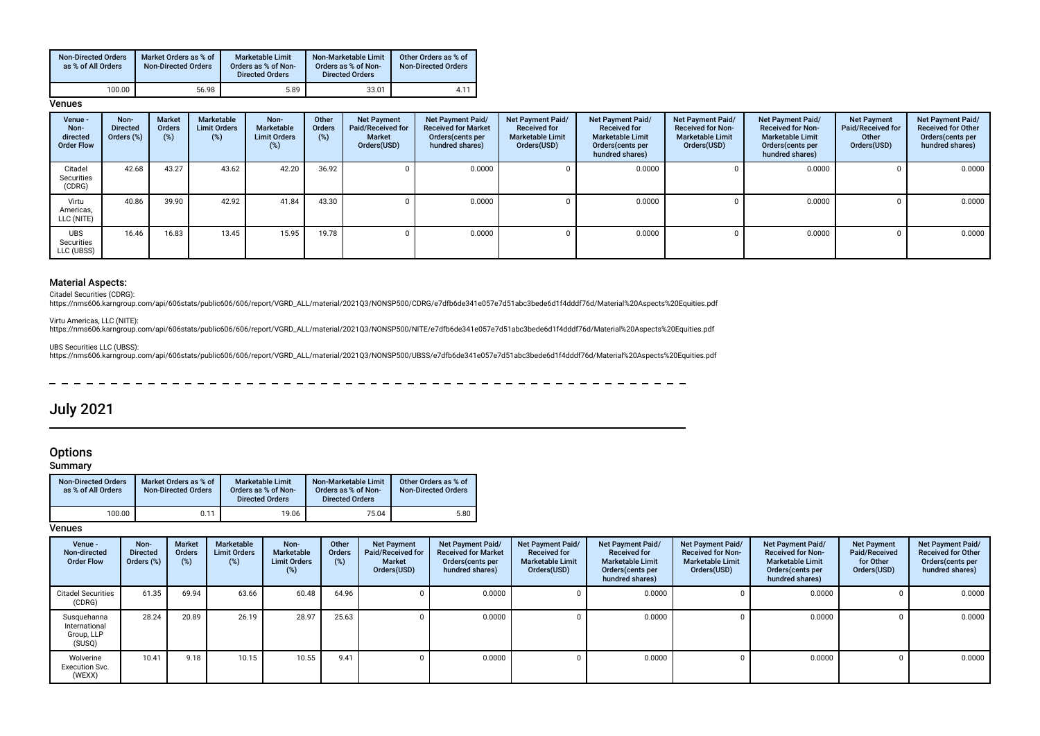| Non-Directed Orders as % of All Orders | Market Orders as % of Non-Directed Orders | Marketable Limit Orders as % of Non-Directed Orders | Non-Marketable Limit Orders as % of Non-Directed Orders | Other Orders as % of Non-Directed Orders |
|---|---|---|---|---|
| 100.00 | 56.98 | 5.89 | 33.01 | 4.11 |

**Venues**

| Venue - Non-directed Order Flow | Non-Directed Orders (%) | Market Orders (%) | Marketable Limit Orders (%) | Non-Marketable Limit Orders (%) | Other Orders (%) | Net Payment Paid/Received for Market Orders(USD) | Net Payment Paid/Received for Market Orders(cents per hundred shares) | Net Payment Paid/Received for Marketable Limit Orders(USD) | Net Payment Paid/Received for Marketable Limit Orders(cents per hundred shares) | Net Payment Paid/Received for Non-Marketable Limit Orders(USD) | Net Payment Paid/Received for Non-Marketable Limit Orders(cents per hundred shares) | Net Payment Paid/Received for Other Orders(USD) | Net Payment Paid/Received for Other Orders(cents per hundred shares) |
|---|---|---|---|---|---|---|---|---|---|---|---|---|---|
| Citadel Securities (CDRG) | 42.68 | 43.27 | 43.62 | 42.20 | 36.92 | 0 | 0.0000 | 0 | 0.0000 | 0 | 0.0000 | 0 | 0.0000 |
| Virtu Americas, LLC (NITE) | 40.86 | 39.90 | 42.92 | 41.84 | 43.30 | 0 | 0.0000 | 0 | 0.0000 | 0 | 0.0000 | 0 | 0.0000 |
| UBS Securities LLC (UBSS) | 16.46 | 16.83 | 13.45 | 15.95 | 19.78 | 0 | 0.0000 | 0 | 0.0000 | 0 | 0.0000 | 0 | 0.0000 |

### Material Aspects:

Citadel Securities (CDRG):
https://nms606.karngroup.com/api/606stats/public606/606/report/VGRD_ALL/material/2021Q3/NONSP500/CDRG/e7dfb6de341e057e7d51abc3bede6d1f4dddf76d/Material%20Aspects%20Equities.pdf

Virtu Americas, LLC (NITE):
https://nms606.karngroup.com/api/606stats/public606/606/report/VGRD_ALL/material/2021Q3/NONSP500/NITE/e7dfb6de341e057e7d51abc3bede6d1f4dddf76d/Material%20Aspects%20Equities.pdf

UBS Securities LLC (UBSS):
https://nms606.karngroup.com/api/606stats/public606/606/report/VGRD_ALL/material/2021Q3/NONSP500/UBSS/e7dfb6de341e057e7d51abc3bede6d1f4dddf76d/Material%20Aspects%20Equities.pdf

# July 2021

## Options

### Summary

| Non-Directed Orders as % of All Orders | Market Orders as % of Non-Directed Orders | Marketable Limit Orders as % of Non-Directed Orders | Non-Marketable Limit Orders as % of Non-Directed Orders | Other Orders as % of Non-Directed Orders |
|---|---|---|---|---|
| 100.00 | 0.11 | 19.06 | 75.04 | 5.80 |

**Venues**

| Venue - Non-directed Order Flow | Non-Directed Orders (%) | Market Orders (%) | Marketable Limit Orders (%) | Non-Marketable Limit Orders (%) | Other Orders (%) | Net Payment Paid/Received for Market Orders(USD) | Net Payment Paid/Received for Market Orders(cents per hundred shares) | Net Payment Paid/Received for Marketable Limit Orders(USD) | Net Payment Paid/Received for Marketable Limit Orders(cents per hundred shares) | Net Payment Paid/Received for Non-Marketable Limit Orders(USD) | Net Payment Paid/Received for Non-Marketable Limit Orders(cents per hundred shares) | Net Payment Paid/Received for Other Orders(USD) | Net Payment Paid/Received for Other Orders(cents per hundred shares) |
|---|---|---|---|---|---|---|---|---|---|---|---|---|---|
| Citadel Securities (CDRG) | 61.35 | 69.94 | 63.66 | 60.48 | 64.96 | 0 | 0.0000 | 0 | 0.0000 | 0 | 0.0000 | 0 | 0.0000 |
| Susquehanna International Group, LLP (SUSQ) | 28.24 | 20.89 | 26.19 | 28.97 | 25.63 | 0 | 0.0000 | 0 | 0.0000 | 0 | 0.0000 | 0 | 0.0000 |
| Wolverine Execution Svc. (WEXX) | 10.41 | 9.18 | 10.15 | 10.55 | 9.41 | 0 | 0.0000 | 0 | 0.0000 | 0 | 0.0000 | 0 | 0.0000 |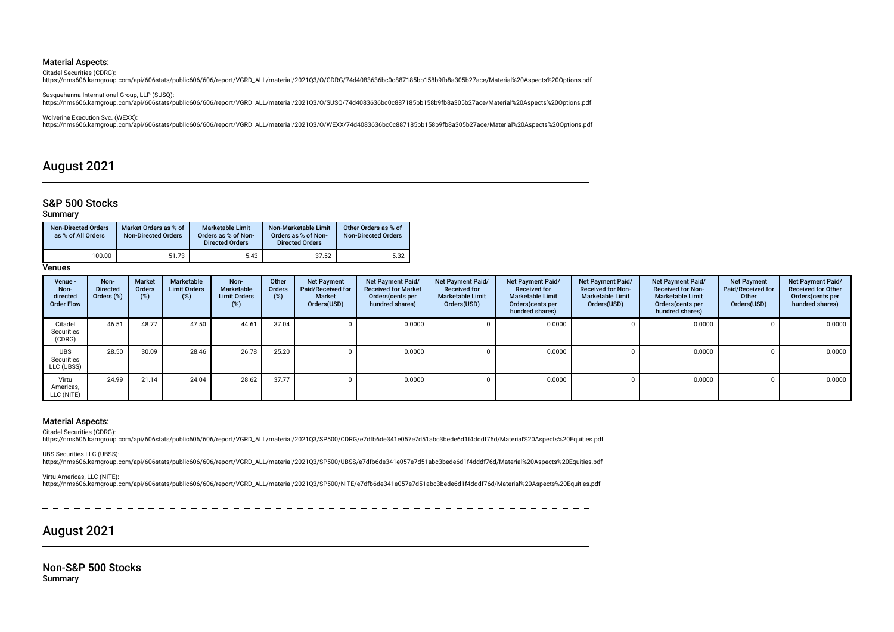### Material Aspects:

Citadel Securities (CDRG):
https://nms606.karngroup.com/api/606stats/public606/606/report/VGRD_ALL/material/2021Q3/O/CDRG/74d4083636bc0c887185bb158b9fb8a305b27ace/Material%20Aspects%20Options.pdf

Susquehanna International Group, LLP (SUSQ):
https://nms606.karngroup.com/api/606stats/public606/606/report/VGRD_ALL/material/2021Q3/O/SUSQ/74d4083636bc0c887185bb158b9fb8a305b27ace/Material%20Aspects%20Options.pdf

Wolverine Execution Svc. (WEXX):
https://nms606.karngroup.com/api/606stats/public606/606/report/VGRD_ALL/material/2021Q3/O/WEXX/74d4083636bc0c887185bb158b9fb8a305b27ace/Material%20Aspects%20Options.pdf

# August 2021

## S&P 500 Stocks

### Summary

| Non-Directed Orders as % of All Orders | Market Orders as % of Non-Directed Orders | Marketable Limit Orders as % of Non-Directed Orders | Non-Marketable Limit Orders as % of Non-Directed Orders | Other Orders as % of Non-Directed Orders |
|---|---|---|---|---|
| 100.00 | 51.73 | 5.43 | 37.52 | 5.32 |

### Venues

| Venue - Non-directed Order Flow | Non-Directed Orders (%) | Market Orders (%) | Marketable Limit Orders (%) | Non-Marketable Limit Orders (%) | Other Orders (%) | Net Payment Paid/Received for Market Orders(USD) | Net Payment Paid/ Received for Market Orders(cents per hundred shares) | Net Payment Paid/ Received for Marketable Limit Orders(USD) | Net Payment Paid/ Received for Marketable Limit Orders(cents per hundred shares) | Net Payment Paid/ Received for Non-Marketable Limit Orders(USD) | Net Payment Paid/ Received for Non-Marketable Limit Orders(cents per hundred shares) | Net Payment Paid/Received for Other Orders(USD) | Net Payment Paid/ Received for Other Orders(cents per hundred shares) |
|---|---|---|---|---|---|---|---|---|---|---|---|---|---|
| Citadel Securities (CDRG) | 46.51 | 48.77 | 47.50 | 44.61 | 37.04 | 0 | 0.0000 | 0 | 0.0000 | 0 | 0.0000 | 0 | 0.0000 |
| UBS Securities LLC (UBSS) | 28.50 | 30.09 | 28.46 | 26.78 | 25.20 | 0 | 0.0000 | 0 | 0.0000 | 0 | 0.0000 | 0 | 0.0000 |
| Virtu Americas, LLC (NITE) | 24.99 | 21.14 | 24.04 | 28.62 | 37.77 | 0 | 0.0000 | 0 | 0.0000 | 0 | 0.0000 | 0 | 0.0000 |

### Material Aspects:

Citadel Securities (CDRG):
https://nms606.karngroup.com/api/606stats/public606/606/report/VGRD_ALL/material/2021Q3/SP500/CDRG/e7dfb6de341e057e7d51abc3bede6d1f4dddf76d/Material%20Aspects%20Equities.pdf

UBS Securities LLC (UBSS):
https://nms606.karngroup.com/api/606stats/public606/606/report/VGRD_ALL/material/2021Q3/SP500/UBSS/e7dfb6de341e057e7d51abc3bede6d1f4dddf76d/Material%20Aspects%20Equities.pdf

Virtu Americas, LLC (NITE):
https://nms606.karngroup.com/api/606stats/public606/606/report/VGRD_ALL/material/2021Q3/SP500/NITE/e7dfb6de341e057e7d51abc3bede6d1f4dddf76d/Material%20Aspects%20Equities.pdf

# August 2021

## Non-S&P 500 Stocks

### Summary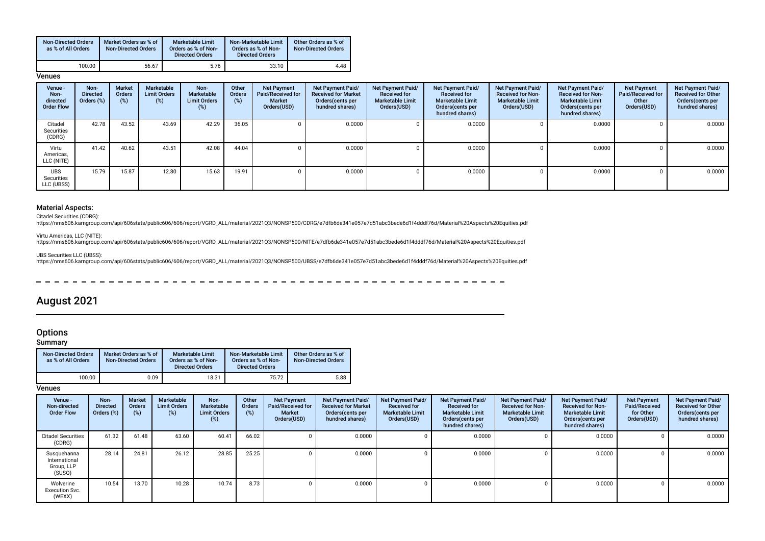| Non-Directed Orders as % of All Orders | Market Orders as % of Non-Directed Orders | Marketable Limit Orders as % of Non-Directed Orders | Non-Marketable Limit Orders as % of Non-Directed Orders | Other Orders as % of Non-Directed Orders |
|---|---|---|---|---|
| 100.00 | 56.67 | 5.76 | 33.10 | 4.48 |

**Venues**

| Venue - Non-directed Order Flow | Non-Directed Orders (%) | Market Orders (%) | Marketable Limit Orders (%) | Non-Marketable Limit Orders (%) | Other Orders (%) | Net Payment Paid/Received for Market Orders(USD) | Net Payment Paid/ Received for Market Orders(cents per hundred shares) | Net Payment Paid/ Received for Marketable Limit Orders(USD) | Net Payment Paid/ Received for Marketable Limit Orders(cents per hundred shares) | Net Payment Paid/ Received for Non-Marketable Limit Orders(USD) | Net Payment Paid/ Received for Non-Marketable Limit Orders(cents per hundred shares) | Net Payment Paid/Received for Other Orders(USD) | Net Payment Paid/ Received for Other Orders(cents per hundred shares) |
|---|---|---|---|---|---|---|---|---|---|---|---|---|---|
| Citadel Securities (CDRG) | 42.78 | 43.52 | 43.69 | 42.29 | 36.05 | 0 | 0.0000 | 0 | 0.0000 | 0 | 0.0000 | 0 | 0.0000 |
| Virtu Americas, LLC (NITE) | 41.42 | 40.62 | 43.51 | 42.08 | 44.04 | 0 | 0.0000 | 0 | 0.0000 | 0 | 0.0000 | 0 | 0.0000 |
| UBS Securities LLC (UBSS) | 15.79 | 15.87 | 12.80 | 15.63 | 19.91 | 0 | 0.0000 | 0 | 0.0000 | 0 | 0.0000 | 0 | 0.0000 |

### Material Aspects:

Citadel Securities (CDRG):
https://nms606.karngroup.com/api/606stats/public606/606/report/VGRD_ALL/material/2021Q3/NONSP500/CDRG/e7dfb6de341e057e7d51abc3bede6d1f4dddf76d/Material%20Aspects%20Equities.pdf

Virtu Americas, LLC (NITE):
https://nms606.karngroup.com/api/606stats/public606/606/report/VGRD_ALL/material/2021Q3/NONSP500/NITE/e7dfb6de341e057e7d51abc3bede6d1f4dddf76d/Material%20Aspects%20Equities.pdf

UBS Securities LLC (UBSS):
https://nms606.karngroup.com/api/606stats/public606/606/report/VGRD_ALL/material/2021Q3/NONSP500/UBSS/e7dfb6de341e057e7d51abc3bede6d1f4dddf76d/Material%20Aspects%20Equities.pdf

# August 2021

## Options

### Summary

| Non-Directed Orders as % of All Orders | Market Orders as % of Non-Directed Orders | Marketable Limit Orders as % of Non-Directed Orders | Non-Marketable Limit Orders as % of Non-Directed Orders | Other Orders as % of Non-Directed Orders |
|---|---|---|---|---|
| 100.00 | 0.09 | 18.31 | 75.72 | 5.88 |

**Venues**

| Venue - Non-directed Order Flow | Non-Directed Orders (%) | Market Orders (%) | Marketable Limit Orders (%) | Non-Marketable Limit Orders (%) | Other Orders (%) | Net Payment Paid/Received for Market Orders(USD) | Net Payment Paid/ Received for Market Orders(cents per hundred shares) | Net Payment Paid/ Received for Marketable Limit Orders(USD) | Net Payment Paid/ Received for Marketable Limit Orders(cents per hundred shares) | Net Payment Paid/ Received for Non-Marketable Limit Orders(USD) | Net Payment Paid/ Received for Non-Marketable Limit Orders(cents per hundred shares) | Net Payment Paid/Received for Other Orders(USD) | Net Payment Paid/ Received for Other Orders(cents per hundred shares) |
|---|---|---|---|---|---|---|---|---|---|---|---|---|---|
| Citadel Securities (CDRG) | 61.32 | 61.48 | 63.60 | 60.41 | 66.02 | 0 | 0.0000 | 0 | 0.0000 | 0 | 0.0000 | 0 | 0.0000 |
| Susquehanna International Group, LLP (SUSQ) | 28.14 | 24.81 | 26.12 | 28.85 | 25.25 | 0 | 0.0000 | 0 | 0.0000 | 0 | 0.0000 | 0 | 0.0000 |
| Wolverine Execution Svc. (WEXX) | 10.54 | 13.70 | 10.28 | 10.74 | 8.73 | 0 | 0.0000 | 0 | 0.0000 | 0 | 0.0000 | 0 | 0.0000 |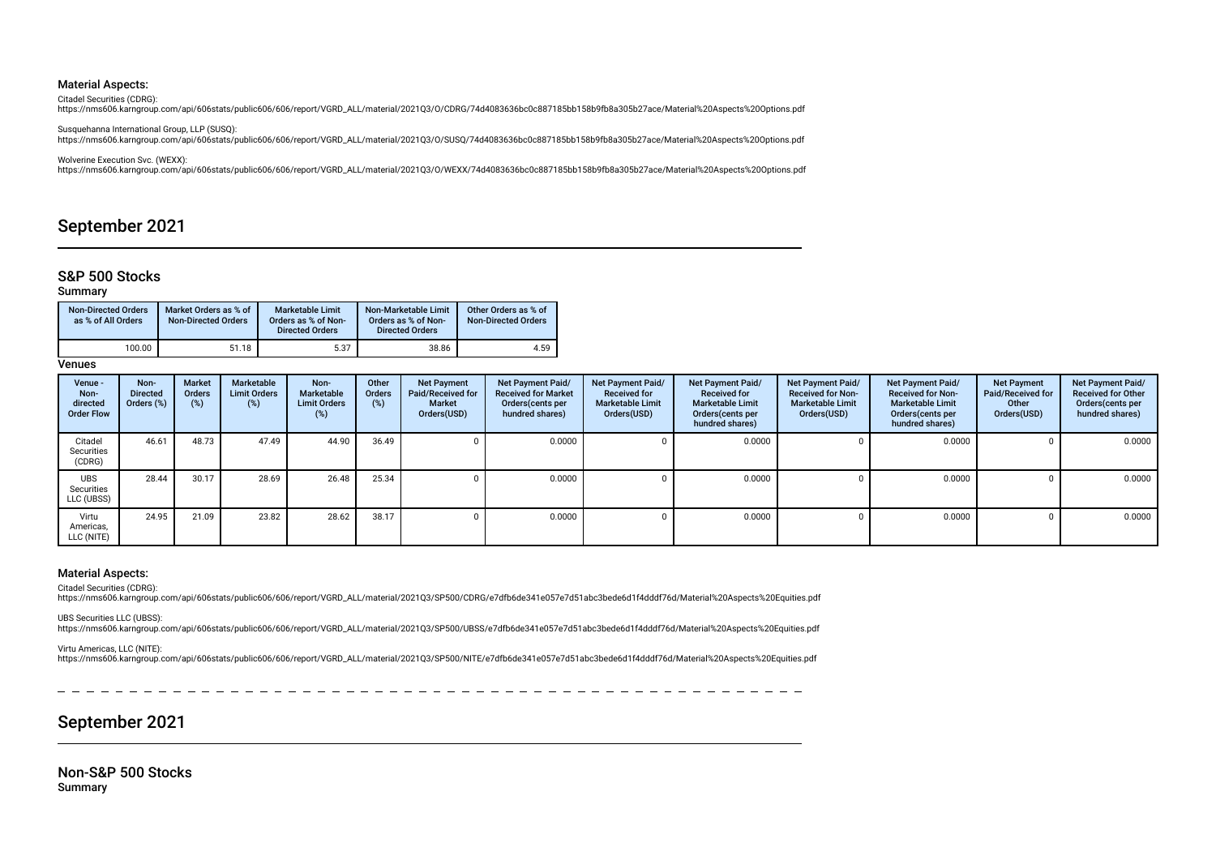### Material Aspects:

Citadel Securities (CDRG):
https://nms606.karngroup.com/api/606stats/public606/606/report/VGRD_ALL/material/2021Q3/O/CDRG/74d4083636bc0c887185bb158b9fb8a305b27ace/Material%20Aspects%20Options.pdf

Susquehanna International Group, LLP (SUSQ):
https://nms606.karngroup.com/api/606stats/public606/606/report/VGRD_ALL/material/2021Q3/O/SUSQ/74d4083636bc0c887185bb158b9fb8a305b27ace/Material%20Aspects%20Options.pdf

Wolverine Execution Svc. (WEXX):
https://nms606.karngroup.com/api/606stats/public606/606/report/VGRD_ALL/material/2021Q3/O/WEXX/74d4083636bc0c887185bb158b9fb8a305b27ace/Material%20Aspects%20Options.pdf

## September 2021

### S&P 500 Stocks

#### Summary

| Non-Directed Orders as % of All Orders | Market Orders as % of Non-Directed Orders | Marketable Limit Orders as % of Non-Directed Orders | Non-Marketable Limit Orders as % of Non-Directed Orders | Other Orders as % of Non-Directed Orders |
|---|---|---|---|---|
| 100.00 | 51.18 | 5.37 | 38.86 | 4.59 |

#### Venues

| Venue - Non-directed Order Flow | Non-Directed Orders (%) | Market Orders (%) | Marketable Limit Orders (%) | Non-Marketable Limit Orders (%) | Other Orders (%) | Net Payment Paid/Received for Market Orders(USD) | Net Payment Paid/ Received for Market Orders(cents per hundred shares) | Net Payment Paid/ Received for Marketable Limit Orders(USD) | Net Payment Paid/ Received for Marketable Limit Orders(cents per hundred shares) | Net Payment Paid/ Received for Non-Marketable Limit Orders(USD) | Net Payment Paid/ Received for Non-Marketable Limit Orders(cents per hundred shares) | Net Payment Paid/Received for Other Orders(USD) | Net Payment Paid/ Received for Other Orders(cents per hundred shares) |
|---|---|---|---|---|---|---|---|---|---|---|---|---|---|
| Citadel Securities (CDRG) | 46.61 | 48.73 | 47.49 | 44.90 | 36.49 | 0 | 0.0000 | 0 | 0.0000 | 0 | 0.0000 | 0 | 0.0000 |
| UBS Securities LLC (UBSS) | 28.44 | 30.17 | 28.69 | 26.48 | 25.34 | 0 | 0.0000 | 0 | 0.0000 | 0 | 0.0000 | 0 | 0.0000 |
| Virtu Americas, LLC (NITE) | 24.95 | 21.09 | 23.82 | 28.62 | 38.17 | 0 | 0.0000 | 0 | 0.0000 | 0 | 0.0000 | 0 | 0.0000 |

### Material Aspects:

Citadel Securities (CDRG):
https://nms606.karngroup.com/api/606stats/public606/606/report/VGRD_ALL/material/2021Q3/SP500/CDRG/e7dfb6de341e057e7d51abc3bede6d1f4dddf76d/Material%20Aspects%20Equities.pdf

UBS Securities LLC (UBSS):
https://nms606.karngroup.com/api/606stats/public606/606/report/VGRD_ALL/material/2021Q3/SP500/UBSS/e7dfb6de341e057e7d51abc3bede6d1f4dddf76d/Material%20Aspects%20Equities.pdf

Virtu Americas, LLC (NITE):
https://nms606.karngroup.com/api/606stats/public606/606/report/VGRD_ALL/material/2021Q3/SP500/NITE/e7dfb6de341e057e7d51abc3bede6d1f4dddf76d/Material%20Aspects%20Equities.pdf

## September 2021

### Non-S&P 500 Stocks

#### Summary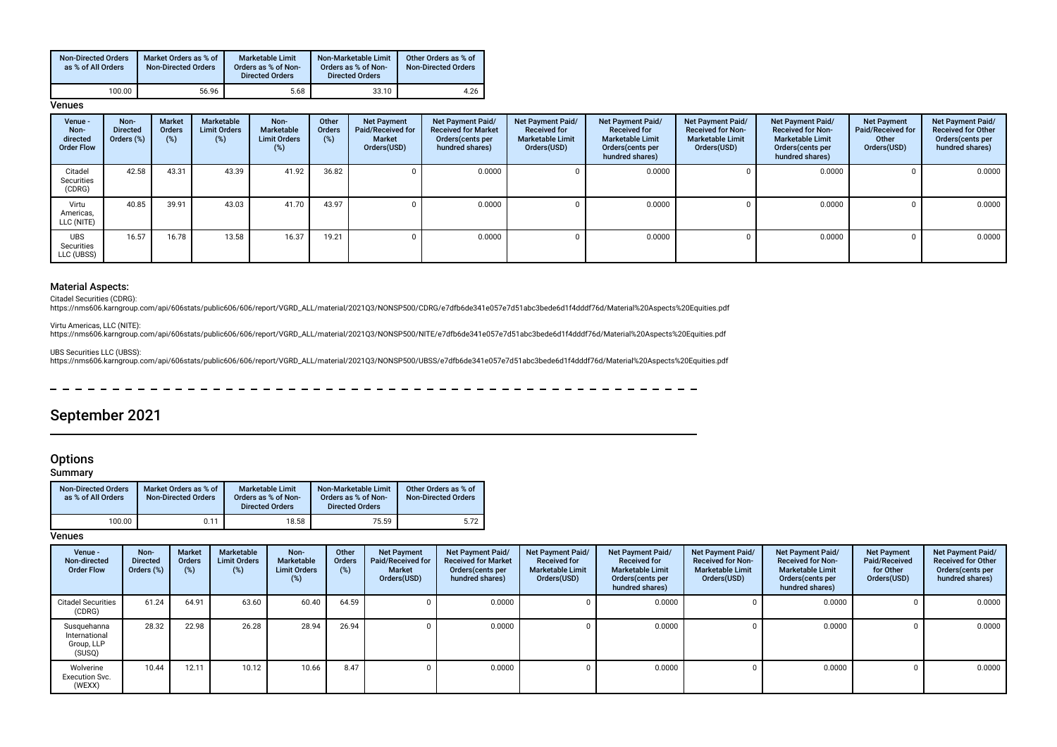| Non-Directed Orders as % of All Orders | Market Orders as % of Non-Directed Orders | Marketable Limit Orders as % of Non-Directed Orders | Non-Marketable Limit Orders as % of Non-Directed Orders | Other Orders as % of Non-Directed Orders |
|---|---|---|---|---|
| 100.00 | 56.96 | 5.68 | 33.10 | 4.26 |

**Venues**

| Venue - Non-directed Order Flow | Non-Directed Orders (%) | Market Orders (%) | Marketable Limit Orders (%) | Non-Marketable Limit Orders (%) | Other Orders (%) | Net Payment Paid/Received for Market Orders(USD) | Net Payment Paid/Received for Market Orders(cents per hundred shares) | Net Payment Paid/Received for Marketable Limit Orders(USD) | Net Payment Paid/Received for Marketable Limit Orders(cents per hundred shares) | Net Payment Paid/Received for Non-Marketable Limit Orders(USD) | Net Payment Paid/Received for Non-Marketable Limit Orders(cents per hundred shares) | Net Payment Paid/Received for Other Orders(USD) | Net Payment Paid/Received for Other Orders(cents per hundred shares) |
|---|---|---|---|---|---|---|---|---|---|---|---|---|---|
| Citadel Securities (CDRG) | 42.58 | 43.31 | 43.39 | 41.92 | 36.82 | 0 | 0.0000 | 0 | 0.0000 | 0 | 0.0000 | 0 | 0.0000 |
| Virtu Americas, LLC (NITE) | 40.85 | 39.91 | 43.03 | 41.70 | 43.97 | 0 | 0.0000 | 0 | 0.0000 | 0 | 0.0000 | 0 | 0.0000 |
| UBS Securities LLC (UBSS) | 16.57 | 16.78 | 13.58 | 16.37 | 19.21 | 0 | 0.0000 | 0 | 0.0000 | 0 | 0.0000 | 0 | 0.0000 |

### Material Aspects:

Citadel Securities (CDRG):
https://nms606.karngroup.com/api/606stats/public606/606/report/VGRD_ALL/material/2021Q3/NONSP500/CDRG/e7dfb6de341e057e7d51abc3bede6d1f4dddf76d/Material%20Aspects%20Equities.pdf

Virtu Americas, LLC (NITE):
https://nms606.karngroup.com/api/606stats/public606/606/report/VGRD_ALL/material/2021Q3/NONSP500/NITE/e7dfb6de341e057e7d51abc3bede6d1f4dddf76d/Material%20Aspects%20Equities.pdf

UBS Securities LLC (UBSS):
https://nms606.karngroup.com/api/606stats/public606/606/report/VGRD_ALL/material/2021Q3/NONSP500/UBSS/e7dfb6de341e057e7d51abc3bede6d1f4dddf76d/Material%20Aspects%20Equities.pdf

# September 2021

## Options

**Summary**

| Non-Directed Orders as % of All Orders | Market Orders as % of Non-Directed Orders | Marketable Limit Orders as % of Non-Directed Orders | Non-Marketable Limit Orders as % of Non-Directed Orders | Other Orders as % of Non-Directed Orders |
|---|---|---|---|---|
| 100.00 | 0.11 | 18.58 | 75.59 | 5.72 |

**Venues**

| Venue - Non-directed Order Flow | Non-Directed Orders (%) | Market Orders (%) | Marketable Limit Orders (%) | Non-Marketable Limit Orders (%) | Other Orders (%) | Net Payment Paid/Received for Market Orders(USD) | Net Payment Paid/Received for Market Orders(cents per hundred shares) | Net Payment Paid/Received for Marketable Limit Orders(USD) | Net Payment Paid/Received for Marketable Limit Orders(cents per hundred shares) | Net Payment Paid/Received for Non-Marketable Limit Orders(USD) | Net Payment Paid/Received for Non-Marketable Limit Orders(cents per hundred shares) | Net Payment Paid/Received for Other Orders(USD) | Net Payment Paid/Received for Other Orders(cents per hundred shares) |
|---|---|---|---|---|---|---|---|---|---|---|---|---|---|
| Citadel Securities (CDRG) | 61.24 | 64.91 | 63.60 | 60.40 | 64.59 | 0 | 0.0000 | 0 | 0.0000 | 0 | 0.0000 | 0 | 0.0000 |
| Susquehanna International Group, LLP (SUSQ) | 28.32 | 22.98 | 26.28 | 28.94 | 26.94 | 0 | 0.0000 | 0 | 0.0000 | 0 | 0.0000 | 0 | 0.0000 |
| Wolverine Execution Svc. (WEXX) | 10.44 | 12.11 | 10.12 | 10.66 | 8.47 | 0 | 0.0000 | 0 | 0.0000 | 0 | 0.0000 | 0 | 0.0000 |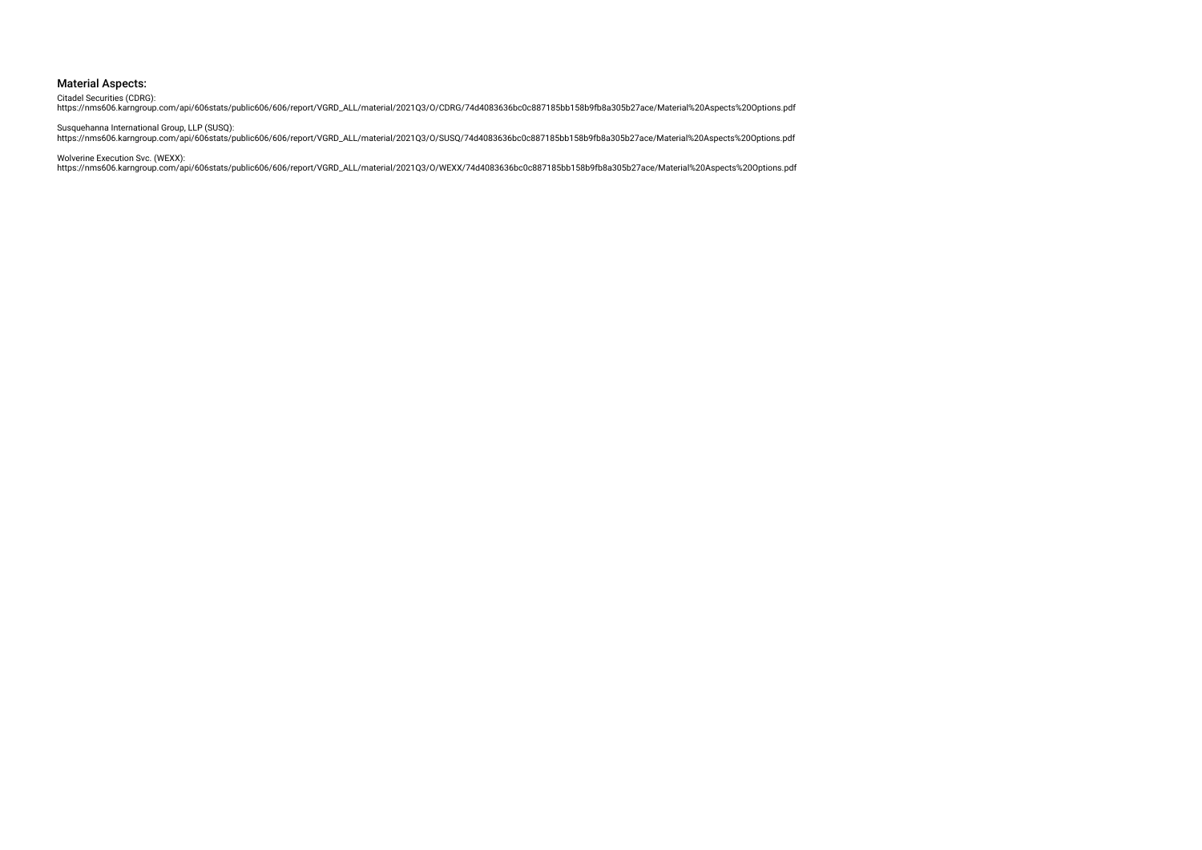### Material Aspects:

Citadel Securities (CDRG):
https://nms606.karngroup.com/api/606stats/public606/606/report/VGRD_ALL/material/2021Q3/O/CDRG/74d4083636bc0c887185bb158b9fb8a305b27ace/Material%20Aspects%20Options.pdf

Susquehanna International Group, LLP (SUSQ):
https://nms606.karngroup.com/api/606stats/public606/606/report/VGRD_ALL/material/2021Q3/O/SUSQ/74d4083636bc0c887185bb158b9fb8a305b27ace/Material%20Aspects%20Options.pdf

Wolverine Execution Svc. (WEXX):
https://nms606.karngroup.com/api/606stats/public606/606/report/VGRD_ALL/material/2021Q3/O/WEXX/74d4083636bc0c887185bb158b9fb8a305b27ace/Material%20Aspects%20Options.pdf